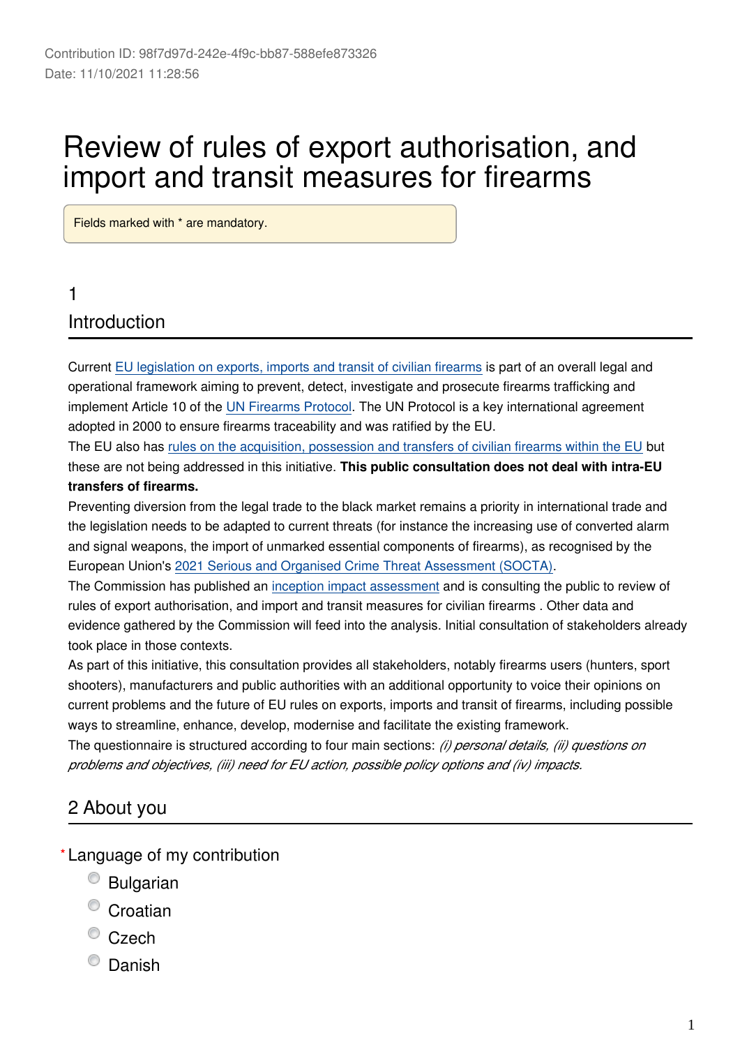Contribution ID: 98f7d97d-242e-4f9c-bb87-588efe873326
Date: 11/10/2021 11:28:56

# Review of rules of export authorisation, and import and transit measures for firearms

Fields marked with * are mandatory.

## 1 Introduction

Current EU legislation on exports, imports and transit of civilian firearms is part of an overall legal and operational framework aiming to prevent, detect, investigate and prosecute firearms trafficking and implement Article 10 of the UN Firearms Protocol. The UN Protocol is a key international agreement adopted in 2000 to ensure firearms traceability and was ratified by the EU.

The EU also has rules on the acquisition, possession and transfers of civilian firearms within the EU but these are not being addressed in this initiative. **This public consultation does not deal with intra-EU transfers of firearms.**

Preventing diversion from the legal trade to the black market remains a priority in international trade and the legislation needs to be adapted to current threats (for instance the increasing use of converted alarm and signal weapons, the import of unmarked essential components of firearms), as recognised by the European Union's 2021 Serious and Organised Crime Threat Assessment (SOCTA).

The Commission has published an inception impact assessment and is consulting the public to review of rules of export authorisation, and import and transit measures for civilian firearms . Other data and evidence gathered by the Commission will feed into the analysis. Initial consultation of stakeholders already took place in those contexts.

As part of this initiative, this consultation provides all stakeholders, notably firearms users (hunters, sport shooters), manufacturers and public authorities with an additional opportunity to voice their opinions on current problems and the future of EU rules on exports, imports and transit of firearms, including possible ways to streamline, enhance, develop, modernise and facilitate the existing framework.

The questionnaire is structured according to four main sections: *(i) personal details, (ii) questions on problems and objectives, (iii) need for EU action, possible policy options and (iv) impacts.*

## 2 About you

* Language of my contribution
  - Bulgarian
  - Croatian
  - Czech
  - Danish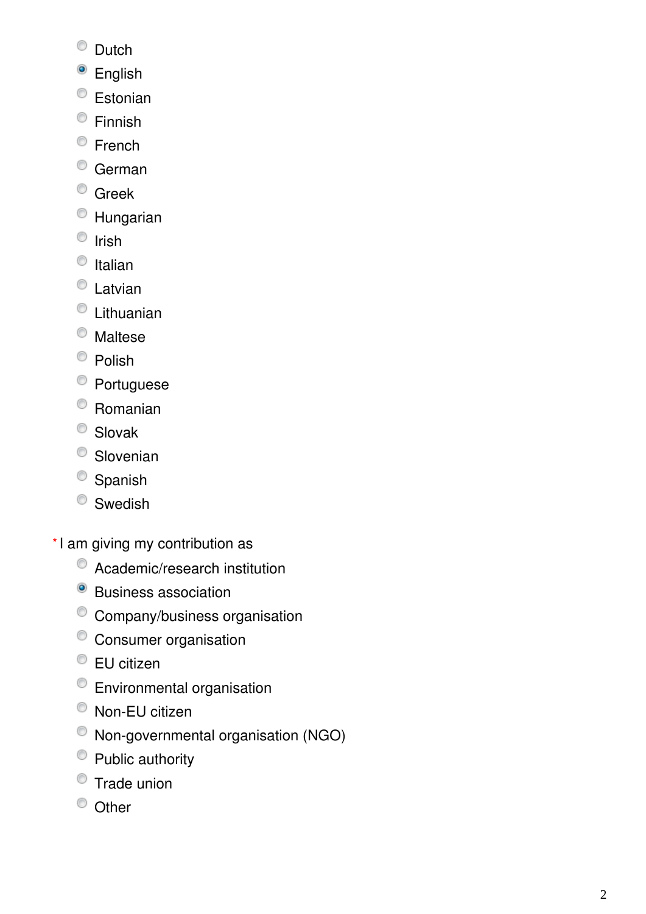- ( ) Dutch
- (x) English
- ( ) Estonian
- ( ) Finnish
- ( ) French
- ( ) German
- ( ) Greek
- ( ) Hungarian
- ( ) Irish
- ( ) Italian
- ( ) Latvian
- ( ) Lithuanian
- ( ) Maltese
- ( ) Polish
- ( ) Portuguese
- ( ) Romanian
- ( ) Slovak
- ( ) Slovenian
- ( ) Spanish
- ( ) Swedish

*I am giving my contribution as

- ( ) Academic/research institution
- (x) Business association
- ( ) Company/business organisation
- ( ) Consumer organisation
- ( ) EU citizen
- ( ) Environmental organisation
- ( ) Non-EU citizen
- ( ) Non-governmental organisation (NGO)
- ( ) Public authority
- ( ) Trade union
- ( ) Other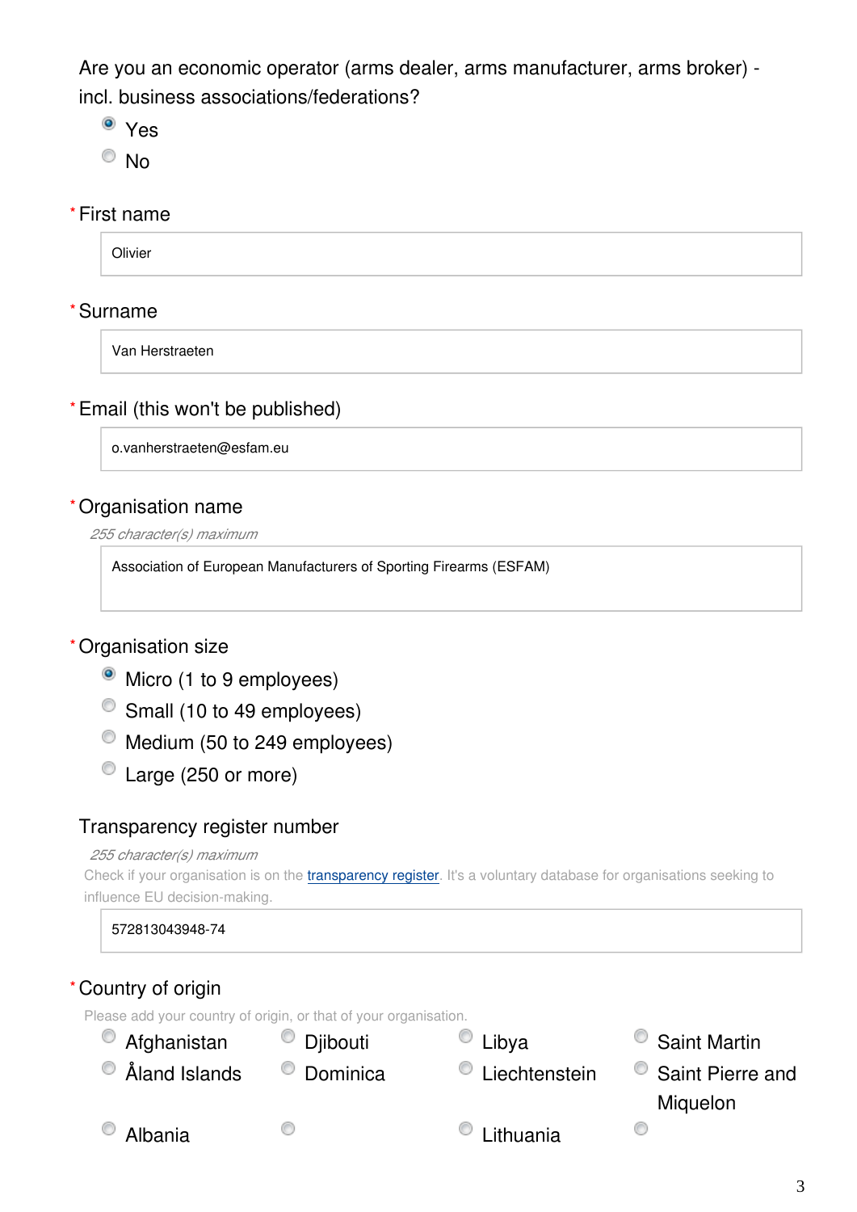Are you an economic operator (arms dealer, arms manufacturer, arms broker) - incl. business associations/federations?

- (•) Yes
- ( ) No

\* First name

Olivier

\* Surname

Van Herstraeten

\* Email (this won't be published)

o.vanherstraeten@esfam.eu

\* Organisation name

*255 character(s) maximum*

Association of European Manufacturers of Sporting Firearms (ESFAM)

\* Organisation size

- (•) Micro (1 to 9 employees)
- ( ) Small (10 to 49 employees)
- ( ) Medium (50 to 249 employees)
- ( ) Large (250 or more)

Transparency register number

*255 character(s) maximum*

Check if your organisation is on the [transparency register](). It's a voluntary database for organisations seeking to influence EU decision-making.

572813043948-74

\* Country of origin

Please add your country of origin, or that of your organisation.

| | | | |
|---|---|---|---|
| ( ) Afghanistan | ( ) Djibouti | ( ) Libya | ( ) Saint Martin |
| ( ) Åland Islands | ( ) Dominica | ( ) Liechtenstein | ( ) Saint Pierre and Miquelon |
| ( ) Albania | ( ) | ( ) Lithuania | ( ) |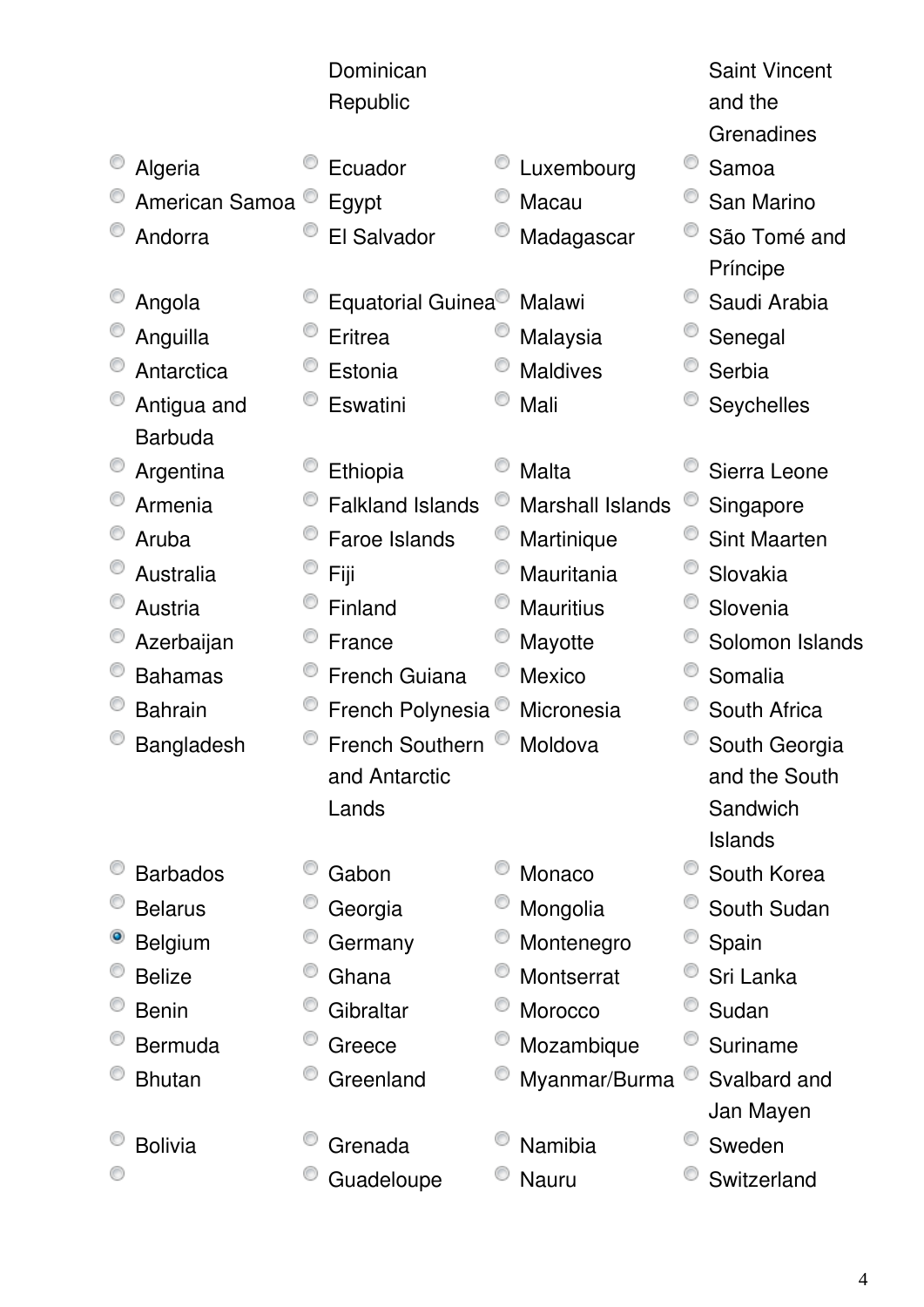Dominican Republic

Saint Vincent and the Grenadines

- ○ Algeria
- ○ American Samoa
- ○ Andorra
- ○ Angola
- ○ Anguilla
- ○ Antarctica
- ○ Antigua and Barbuda
- ○ Argentina
- ○ Armenia
- ○ Aruba
- ○ Australia
- ○ Austria
- ○ Azerbaijan
- ○ Bahamas
- ○ Bahrain
- ○ Bangladesh
- ○ Barbados
- ○ Belarus
- ● Belgium
- ○ Belize
- ○ Benin
- ○ Bermuda
- ○ Bhutan
- ○ Bolivia
- ○
- ○ Ecuador
- ○ Egypt
- ○ El Salvador
- ○ Equatorial Guinea
- ○ Eritrea
- ○ Estonia
- ○ Eswatini
- ○ Ethiopia
- ○ Falkland Islands
- ○ Faroe Islands
- ○ Fiji
- ○ Finland
- ○ France
- ○ French Guiana
- ○ French Polynesia
- ○ French Southern and Antarctic Lands
- ○ Gabon
- ○ Georgia
- ○ Germany
- ○ Ghana
- ○ Gibraltar
- ○ Greece
- ○ Greenland
- ○ Grenada
- ○ Guadeloupe
- ○ Luxembourg
- ○ Macau
- ○ Madagascar
- ○ Malawi
- ○ Malaysia
- ○ Maldives
- ○ Mali
- ○ Malta
- ○ Marshall Islands
- ○ Martinique
- ○ Mauritania
- ○ Mauritius
- ○ Mayotte
- ○ Mexico
- ○ Micronesia
- ○ Moldova
- ○ Monaco
- ○ Mongolia
- ○ Montenegro
- ○ Montserrat
- ○ Morocco
- ○ Mozambique
- ○ Myanmar/Burma
- ○ Namibia
- ○ Nauru
- ○ Samoa
- ○ San Marino
- ○ São Tomé and Príncipe
- ○ Saudi Arabia
- ○ Senegal
- ○ Serbia
- ○ Seychelles
- ○ Sierra Leone
- ○ Singapore
- ○ Sint Maarten
- ○ Slovakia
- ○ Slovenia
- ○ Solomon Islands
- ○ Somalia
- ○ South Africa
- ○ South Georgia and the South Sandwich Islands
- ○ South Korea
- ○ South Sudan
- ○ Spain
- ○ Sri Lanka
- ○ Sudan
- ○ Suriname
- ○ Svalbard and Jan Mayen
- ○ Sweden
- ○ Switzerland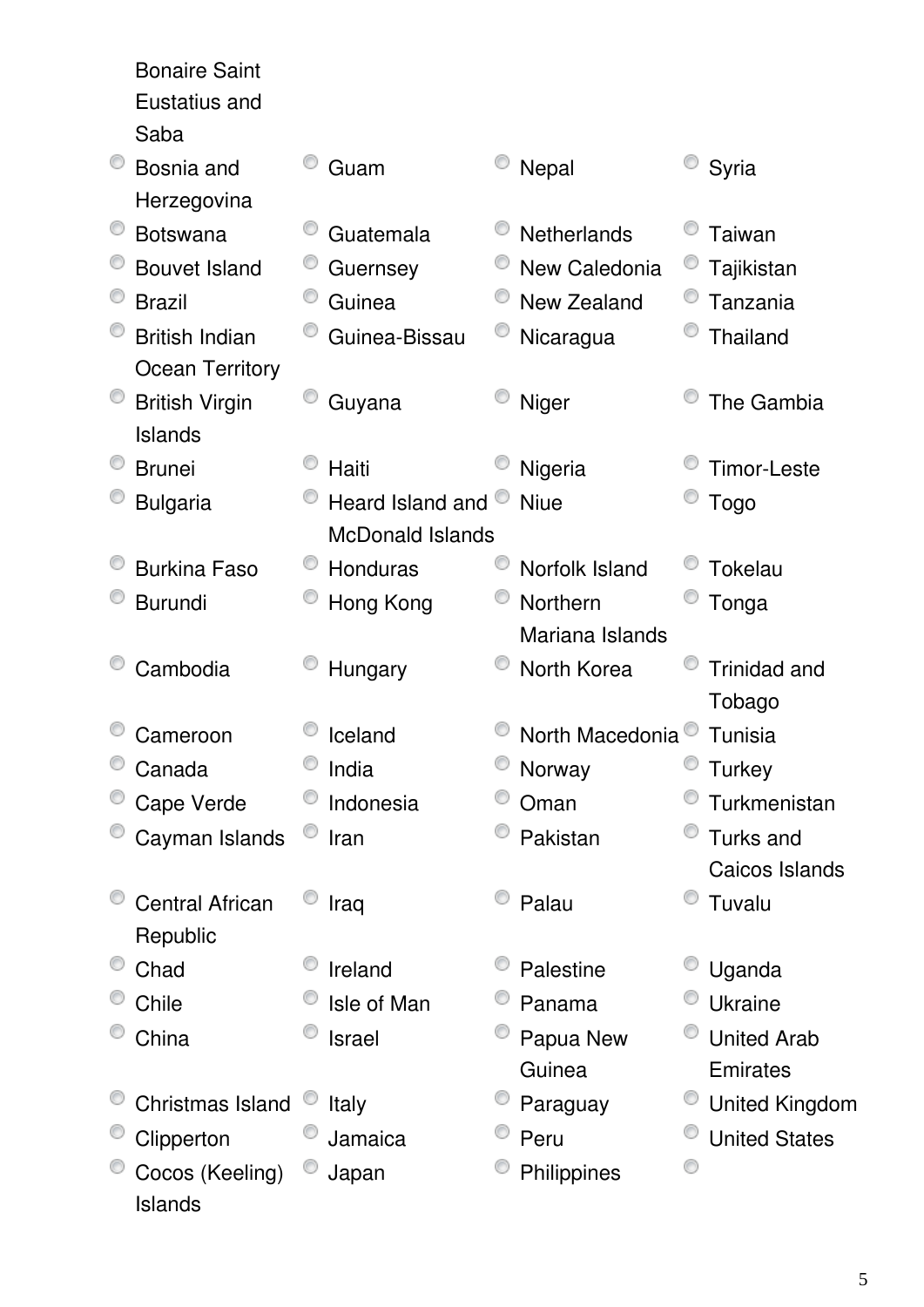- Bonaire Saint Eustatius and Saba
- Bosnia and Herzegovina
- Botswana
- Bouvet Island
- Brazil
- British Indian Ocean Territory
- British Virgin Islands
- Brunei
- Bulgaria
- Burkina Faso
- Burundi
- Cambodia
- Cameroon
- Canada
- Cape Verde
- Cayman Islands
- Central African Republic
- Chad
- Chile
- China
- Christmas Island
- Clipperton
- Cocos (Keeling) Islands
- Guam
- Guatemala
- Guernsey
- Guinea
- Guinea-Bissau
- Guyana
- Haiti
- Heard Island and McDonald Islands
- Honduras
- Hong Kong
- Hungary
- Iceland
- India
- Indonesia
- Iran
- Iraq
- Ireland
- Isle of Man
- Israel
- Italy
- Jamaica
- Japan
- Nepal
- Netherlands
- New Caledonia
- New Zealand
- Nicaragua
- Niger
- Nigeria
- Niue
- Norfolk Island
- Northern Mariana Islands
- North Korea
- North Macedonia
- Norway
- Oman
- Pakistan
- Palau
- Palestine
- Panama
- Papua New Guinea
- Paraguay
- Peru
- Philippines
- Syria
- Taiwan
- Tajikistan
- Tanzania
- Thailand
- The Gambia
- Timor-Leste
- Togo
- Tokelau
- Tonga
- Trinidad and Tobago
- Tunisia
- Turkey
- Turkmenistan
- Turks and Caicos Islands
- Tuvalu
- Uganda
- Ukraine
- United Arab Emirates
- United Kingdom
- United States
-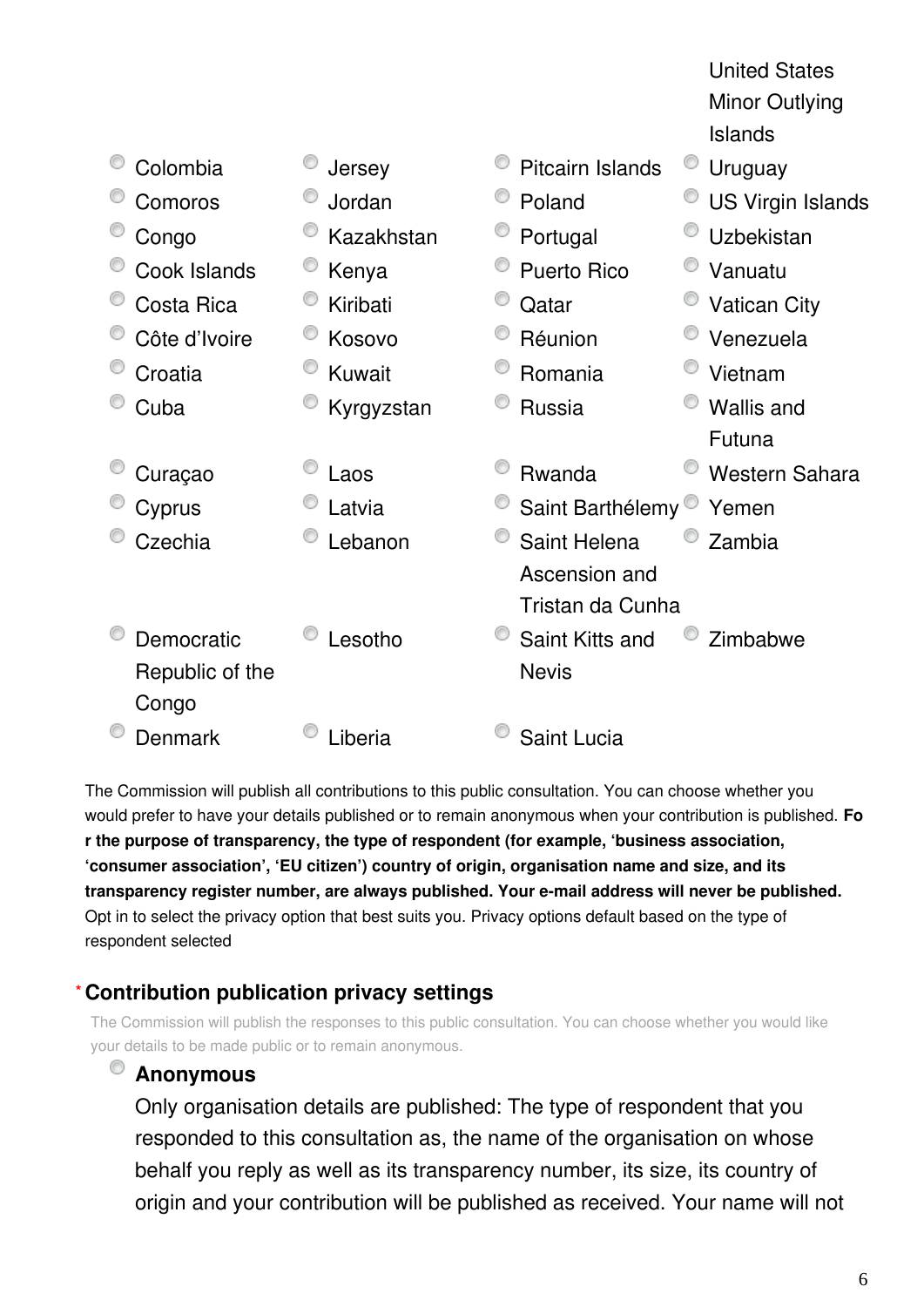- United States Minor Outlying Islands
- Colombia
- Comoros
- Congo
- Cook Islands
- Costa Rica
- Côte d’Ivoire
- Croatia
- Cuba
- Curaçao
- Cyprus
- Czechia
- Democratic Republic of the Congo
- Denmark
- Jersey
- Jordan
- Kazakhstan
- Kenya
- Kiribati
- Kosovo
- Kuwait
- Kyrgyzstan
- Laos
- Latvia
- Lebanon
- Lesotho
- Liberia
- Pitcairn Islands
- Poland
- Portugal
- Puerto Rico
- Qatar
- Réunion
- Romania
- Russia
- Rwanda
- Saint Barthélemy
- Saint Helena Ascension and Tristan da Cunha
- Saint Kitts and Nevis
- Saint Lucia
- Uruguay
- US Virgin Islands
- Uzbekistan
- Vanuatu
- Vatican City
- Venezuela
- Vietnam
- Wallis and Futuna
- Western Sahara
- Yemen
- Zambia
- Zimbabwe

The Commission will publish all contributions to this public consultation. You can choose whether you would prefer to have your details published or to remain anonymous when your contribution is published. **For the purpose of transparency, the type of respondent (for example, ‘business association, ‘consumer association’, ‘EU citizen’) country of origin, organisation name and size, and its transparency register number, are always published. Your e-mail address will never be published.** Opt in to select the privacy option that best suits you. Privacy options default based on the type of respondent selected

**\* Contribution publication privacy settings**

The Commission will publish the responses to this public consultation. You can choose whether you would like your details to be made public or to remain anonymous.

- **Anonymous**
  Only organisation details are published: The type of respondent that you responded to this consultation as, the name of the organisation on whose behalf you reply as well as its transparency number, its size, its country of origin and your contribution will be published as received. Your name will not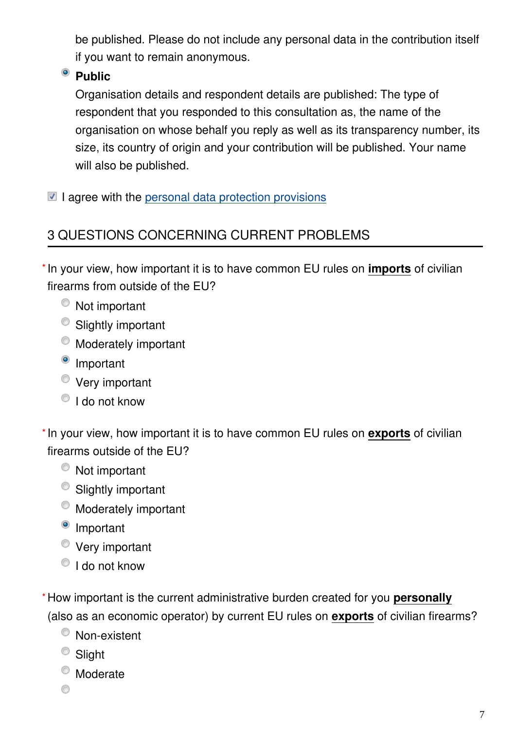be published. Please do not include any personal data in the contribution itself if you want to remain anonymous.

- ◉ **Public**
  Organisation details and respondent details are published: The type of respondent that you responded to this consultation as, the name of the organisation on whose behalf you reply as well as its transparency number, its size, its country of origin and your contribution will be published. Your name will also be published.

☑ I agree with the personal data protection provisions

## 3 QUESTIONS CONCERNING CURRENT PROBLEMS

*In your view, how important it is to have common EU rules on **imports** of civilian firearms from outside of the EU?

- ○ Not important
- ○ Slightly important
- ○ Moderately important
- ◉ Important
- ○ Very important
- ○ I do not know

*In your view, how important it is to have common EU rules on **exports** of civilian firearms outside of the EU?

- ○ Not important
- ○ Slightly important
- ○ Moderately important
- ◉ Important
- ○ Very important
- ○ I do not know

*How important is the current administrative burden created for you **personally** (also as an economic operator) by current EU rules on **exports** of civilian firearms?

- ○ Non-existent
- ○ Slight
- ○ Moderate
- ○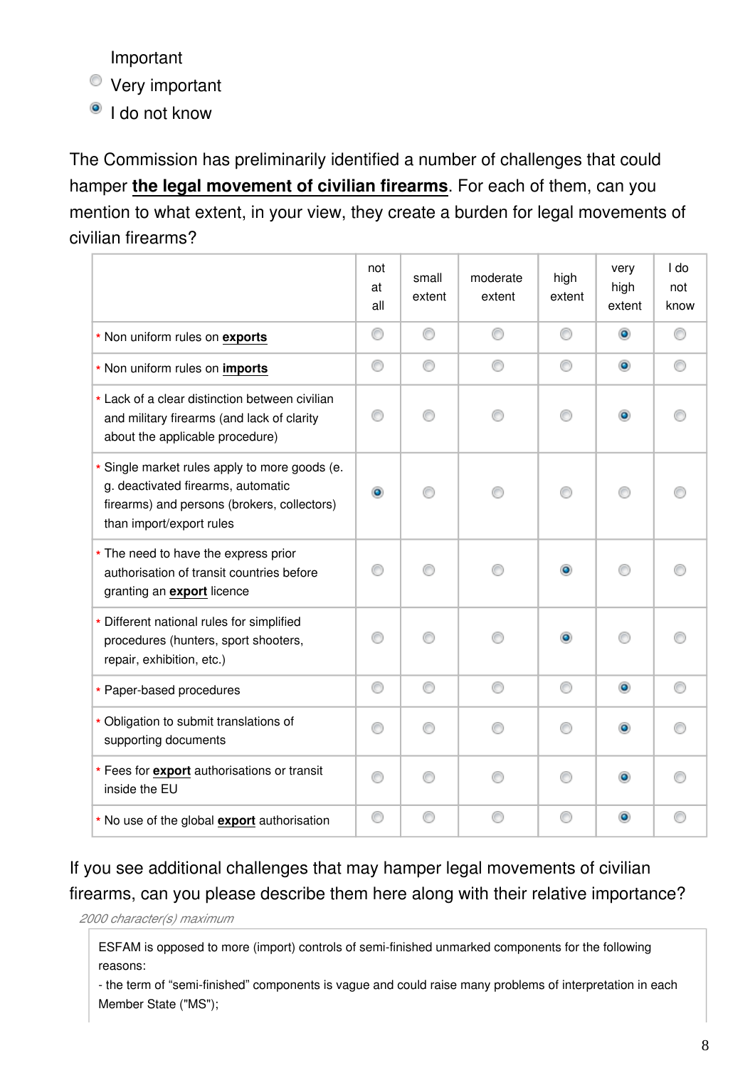Important
- Very important
- I do not know (selected)

The Commission has preliminarily identified a number of challenges that could hamper **the legal movement of civilian firearms**. For each of them, can you mention to what extent, in your view, they create a burden for legal movements of civilian firearms?

| | not at all | small extent | moderate extent | high extent | very high extent | I do not know |
|---|---|---|---|---|---|---|
| * Non uniform rules on **exports** | | | | | X | |
| * Non uniform rules on **imports** | | | | | X | |
| * Lack of a clear distinction between civilian and military firearms (and lack of clarity about the applicable procedure) | | | | | X | |
| * Single market rules apply to more goods (e. g. deactivated firearms, automatic firearms) and persons (brokers, collectors) than import/export rules | X | | | | | |
| * The need to have the express prior authorisation of transit countries before granting an **export** licence | | | | X | | |
| * Different national rules for simplified procedures (hunters, sport shooters, repair, exhibition, etc.) | | | | X | | |
| * Paper-based procedures | | | | | X | |
| * Obligation to submit translations of supporting documents | | | | | X | |
| * Fees for **export** authorisations or transit inside the EU | | | | | X | |
| * No use of the global **export** authorisation | | | | | X | |

If you see additional challenges that may hamper legal movements of civilian firearms, can you please describe them here along with their relative importance?

*2000 character(s) maximum*

ESFAM is opposed to more (import) controls of semi-finished unmarked components for the following reasons:
- the term of "semi-finished" components is vague and could raise many problems of interpretation in each Member State ("MS");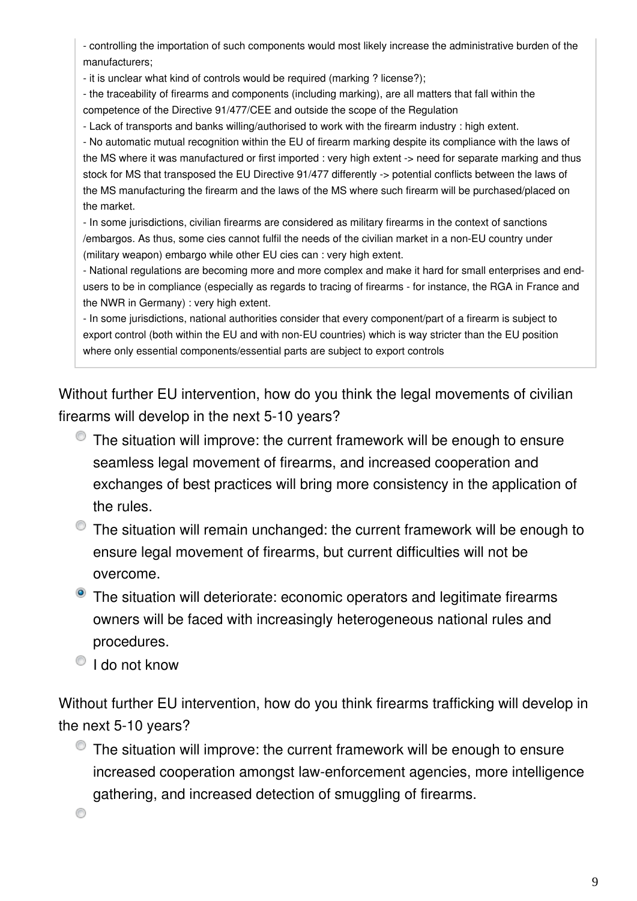- controlling the importation of such components would most likely increase the administrative burden of the manufacturers;
- it is unclear what kind of controls would be required (marking ? license?);
- the traceability of firearms and components (including marking), are all matters that fall within the competence of the Directive 91/477/CEE and outside the scope of the Regulation
- Lack of transports and banks willing/authorised to work with the firearm industry : high extent.
- No automatic mutual recognition within the EU of firearm marking despite its compliance with the laws of the MS where it was manufactured or first imported : very high extent -> need for separate marking and thus stock for MS that transposed the EU Directive 91/477 differently -> potential conflicts between the laws of the MS manufacturing the firearm and the laws of the MS where such firearm will be purchased/placed on the market.
- In some jurisdictions, civilian firearms are considered as military firearms in the context of sanctions /embargos. As thus, some cies cannot fulfil the needs of the civilian market in a non-EU country under (military weapon) embargo while other EU cies can : very high extent.
- National regulations are becoming more and more complex and make it hard for small enterprises and end-users to be in compliance (especially as regards to tracing of firearms - for instance, the RGA in France and the NWR in Germany) : very high extent.
- In some jurisdictions, national authorities consider that every component/part of a firearm is subject to export control (both within the EU and with non-EU countries) which is way stricter than the EU position where only essential components/essential parts are subject to export controls

Without further EU intervention, how do you think the legal movements of civilian firearms will develop in the next 5-10 years?

- ○ The situation will improve: the current framework will be enough to ensure seamless legal movement of firearms, and increased cooperation and exchanges of best practices will bring more consistency in the application of the rules.
- ○ The situation will remain unchanged: the current framework will be enough to ensure legal movement of firearms, but current difficulties will not be overcome.
- ● The situation will deteriorate: economic operators and legitimate firearms owners will be faced with increasingly heterogeneous national rules and procedures.
- ○ I do not know

Without further EU intervention, how do you think firearms trafficking will develop in the next 5-10 years?

- ○ The situation will improve: the current framework will be enough to ensure increased cooperation amongst law-enforcement agencies, more intelligence gathering, and increased detection of smuggling of firearms.
- ○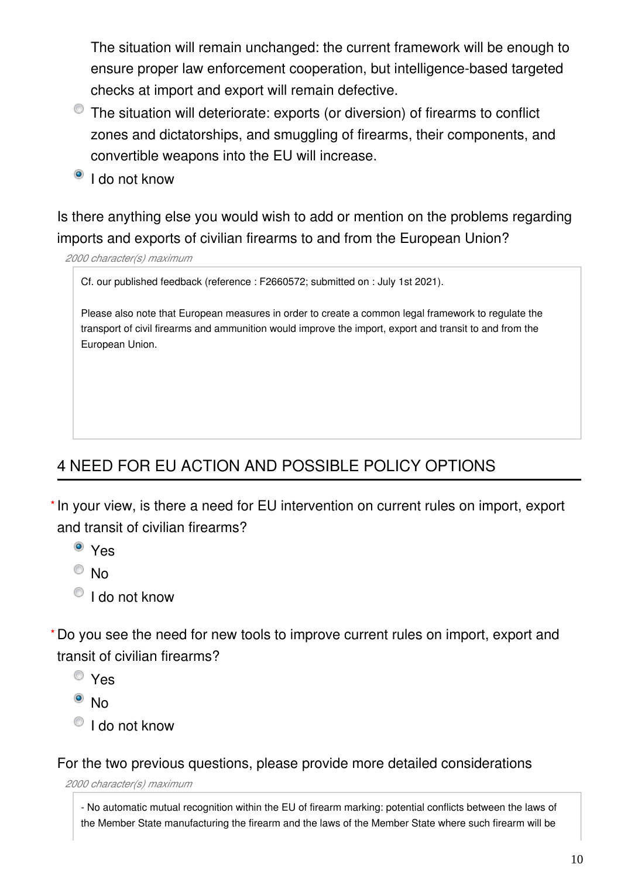The situation will remain unchanged: the current framework will be enough to ensure proper law enforcement cooperation, but intelligence-based targeted checks at import and export will remain defective.

- ○ The situation will deteriorate: exports (or diversion) of firearms to conflict zones and dictatorships, and smuggling of firearms, their components, and convertible weapons into the EU will increase.
- ◉ I do not know

Is there anything else you would wish to add or mention on the problems regarding imports and exports of civilian firearms to and from the European Union?

*2000 character(s) maximum*

> Cf. our published feedback (reference : F2660572; submitted on : July 1st 2021).
>
> Please also note that European measures in order to create a common legal framework to regulate the transport of civil firearms and ammunition would improve the import, export and transit to and from the European Union.

## 4 NEED FOR EU ACTION AND POSSIBLE POLICY OPTIONS

* In your view, is there a need for EU intervention on current rules on import, export and transit of civilian firearms?

- ◉ Yes
- ○ No
- ○ I do not know

* Do you see the need for new tools to improve current rules on import, export and transit of civilian firearms?

- ○ Yes
- ◉ No
- ○ I do not know

For the two previous questions, please provide more detailed considerations

*2000 character(s) maximum*

> - No automatic mutual recognition within the EU of firearm marking: potential conflicts between the laws of the Member State manufacturing the firearm and the laws of the Member State where such firearm will be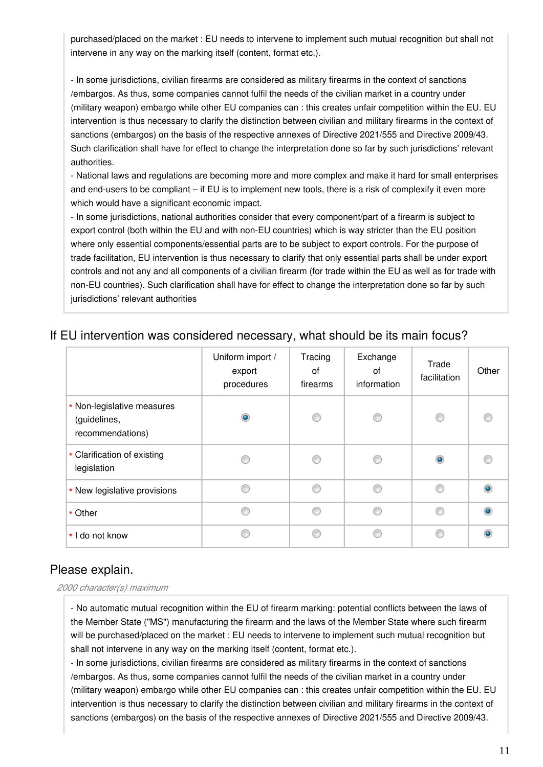purchased/placed on the market : EU needs to intervene to implement such mutual recognition but shall not intervene in any way on the marking itself (content, format etc.).

- In some jurisdictions, civilian firearms are considered as military firearms in the context of sanctions /embargos. As thus, some companies cannot fulfil the needs of the civilian market in a country under (military weapon) embargo while other EU companies can : this creates unfair competition within the EU. EU intervention is thus necessary to clarify the distinction between civilian and military firearms in the context of sanctions (embargos) on the basis of the respective annexes of Directive 2021/555 and Directive 2009/43. Such clarification shall have for effect to change the interpretation done so far by such jurisdictions' relevant authorities.
- National laws and regulations are becoming more and more complex and make it hard for small enterprises and end-users to be compliant – if EU is to implement new tools, there is a risk of complexify it even more which would have a significant economic impact.
- In some jurisdictions, national authorities consider that every component/part of a firearm is subject to export control (both within the EU and with non-EU countries) which is way stricter than the EU position where only essential components/essential parts are to be subject to export controls. For the purpose of trade facilitation, EU intervention is thus necessary to clarify that only essential parts shall be under export controls and not any and all components of a civilian firearm (for trade within the EU as well as for trade with non-EU countries). Such clarification shall have for effect to change the interpretation done so far by such jurisdictions' relevant authorities

## If EU intervention was considered necessary, what should be its main focus?

| | Uniform import / export procedures | Tracing of firearms | Exchange of information | Trade facilitation | Other |
|---|---|---|---|---|---|
| * Non-legislative measures (guidelines, recommendations) | ● | ○ | ○ | ○ | ○ |
| * Clarification of existing legislation | ○ | ○ | ○ | ● | ○ |
| * New legislative provisions | ○ | ○ | ○ | ○ | ● |
| * Other | ○ | ○ | ○ | ○ | ● |
| * I do not know | ○ | ○ | ○ | ○ | ● |

## Please explain.

*2000 character(s) maximum*

- No automatic mutual recognition within the EU of firearm marking: potential conflicts between the laws of the Member State ("MS") manufacturing the firearm and the laws of the Member State where such firearm will be purchased/placed on the market : EU needs to intervene to implement such mutual recognition but shall not intervene in any way on the marking itself (content, format etc.).
- In some jurisdictions, civilian firearms are considered as military firearms in the context of sanctions /embargos. As thus, some companies cannot fulfil the needs of the civilian market in a country under (military weapon) embargo while other EU companies can : this creates unfair competition within the EU. EU intervention is thus necessary to clarify the distinction between civilian and military firearms in the context of sanctions (embargos) on the basis of the respective annexes of Directive 2021/555 and Directive 2009/43.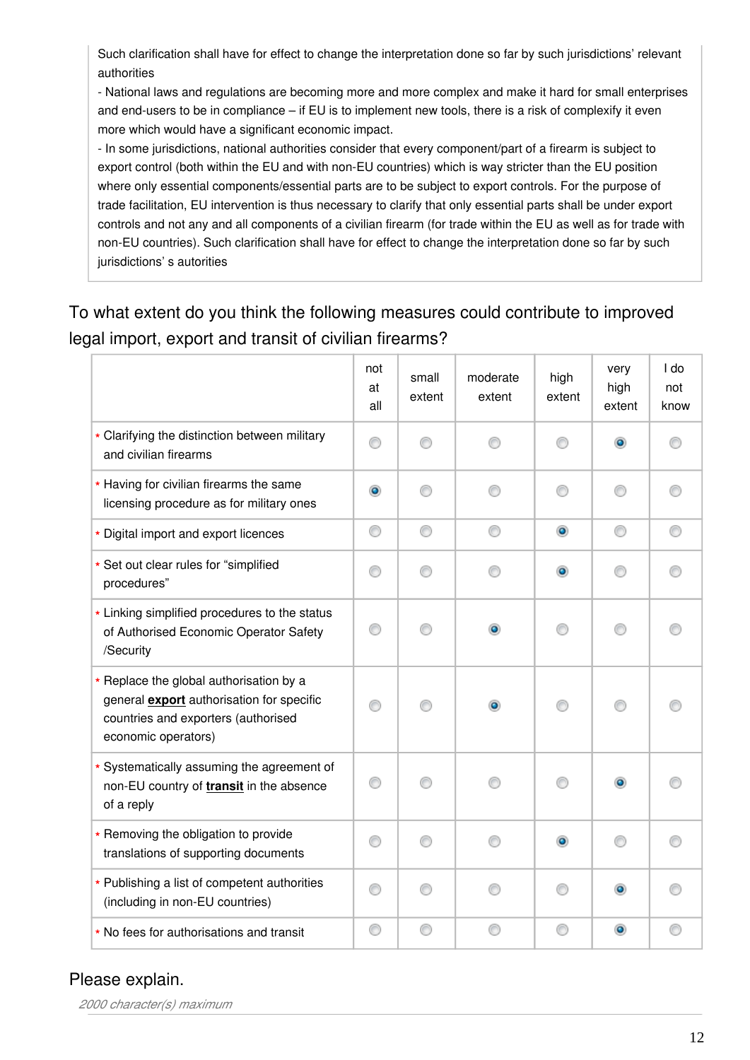Such clarification shall have for effect to change the interpretation done so far by such jurisdictions' relevant authorities

- National laws and regulations are becoming more and more complex and make it hard for small enterprises and end-users to be in compliance – if EU is to implement new tools, there is a risk of complexify it even more which would have a significant economic impact.
- In some jurisdictions, national authorities consider that every component/part of a firearm is subject to export control (both within the EU and with non-EU countries) which is way stricter than the EU position where only essential components/essential parts are to be subject to export controls. For the purpose of trade facilitation, EU intervention is thus necessary to clarify that only essential parts shall be under export controls and not any and all components of a civilian firearm (for trade within the EU as well as for trade with non-EU countries). Such clarification shall have for effect to change the interpretation done so far by such jurisdictions' s autorities

## To what extent do you think the following measures could contribute to improved legal import, export and transit of civilian firearms?

| | not at all | small extent | moderate extent | high extent | very high extent | I do not know |
|---|---|---|---|---|---|---|
| * Clarifying the distinction between military and civilian firearms | | | | | X | |
| * Having for civilian firearms the same licensing procedure as for military ones | X | | | | | |
| * Digital import and export licences | | | | X | | |
| * Set out clear rules for "simplified procedures" | | | | X | | |
| * Linking simplified procedures to the status of Authorised Economic Operator Safety /Security | | | X | | | |
| * Replace the global authorisation by a general **export** authorisation for specific countries and exporters (authorised economic operators) | | | X | | | |
| * Systematically assuming the agreement of non-EU country of **transit** in the absence of a reply | | | | | X | |
| * Removing the obligation to provide translations of supporting documents | | | | X | | |
| * Publishing a list of competent authorities (including in non-EU countries) | | | | | X | |
| * No fees for authorisations and transit | | | | | X | |

## Please explain.

*2000 character(s) maximum*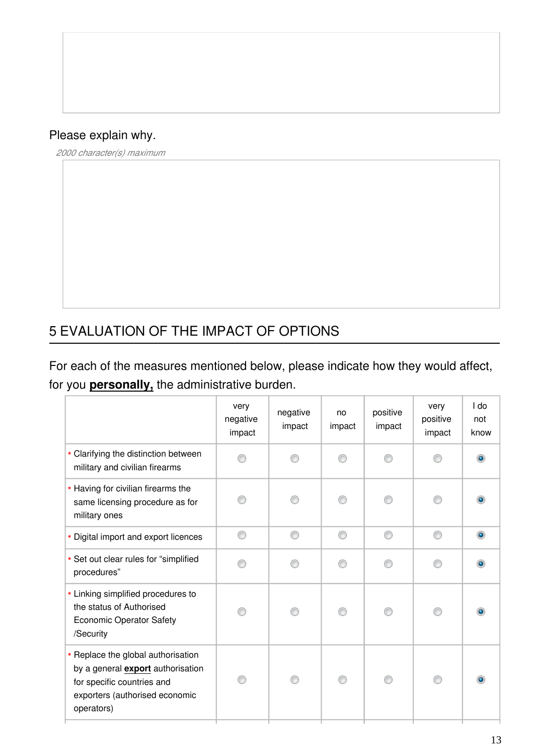Please explain why.

*2000 character(s) maximum*

## 5 EVALUATION OF THE IMPACT OF OPTIONS

For each of the measures mentioned below, please indicate how they would affect, for you **personally,** the administrative burden.

| | very negative impact | negative impact | no impact | positive impact | very positive impact | I do not know |
|---|---|---|---|---|---|---|
| * Clarifying the distinction between military and civilian firearms | | | | | | X |
| * Having for civilian firearms the same licensing procedure as for military ones | | | | | | X |
| * Digital import and export licences | | | | | | X |
| * Set out clear rules for "simplified procedures" | | | | | | X |
| * Linking simplified procedures to the status of Authorised Economic Operator Safety /Security | | | | | | X |
| * Replace the global authorisation by a general **export** authorisation for specific countries and exporters (authorised economic operators) | | | | | | X |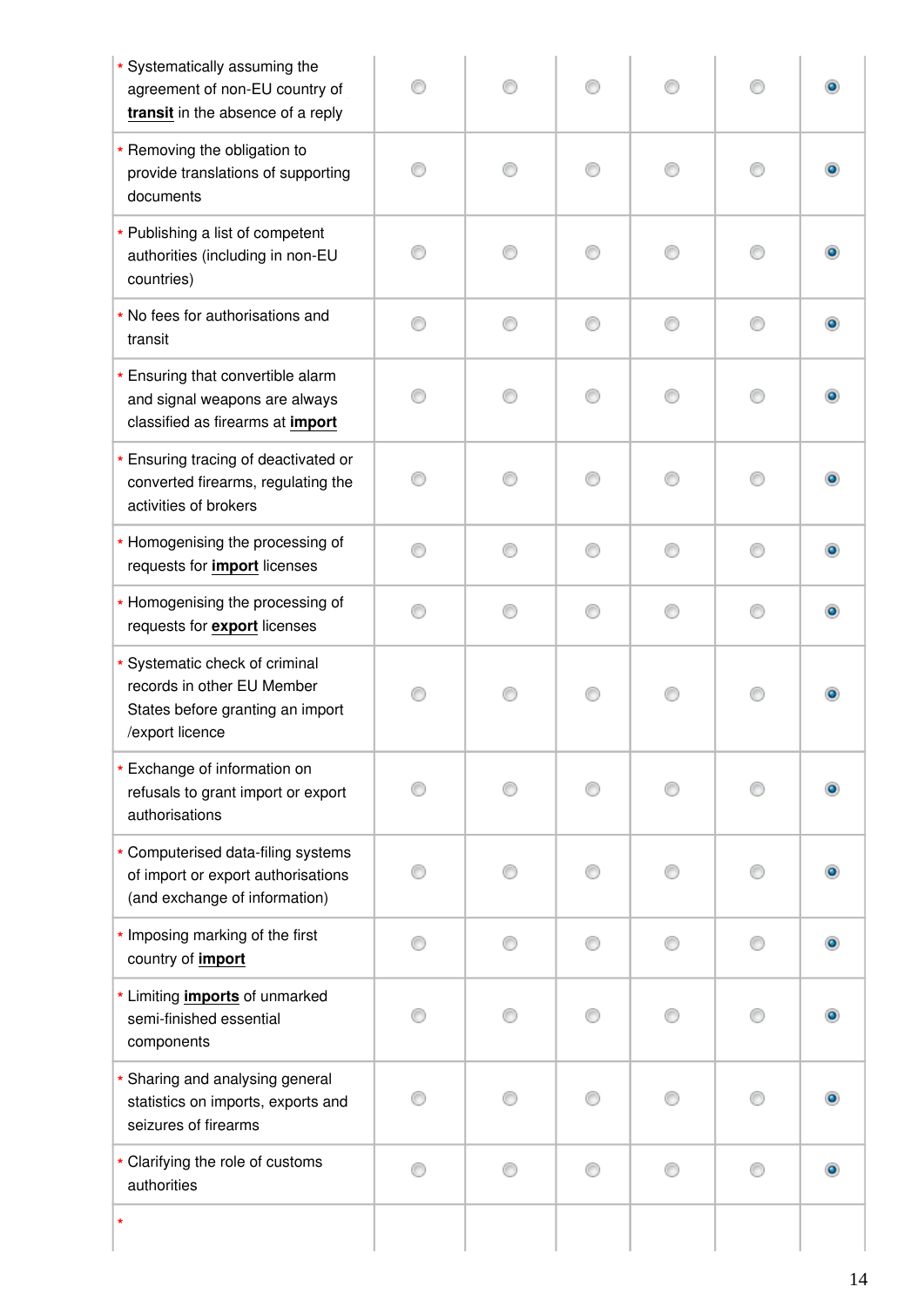| | | | | | | |
|---|---|---|---|---|---|---|
| * Systematically assuming the agreement of non-EU country of **transit** in the absence of a reply | ○ | ○ | ○ | ○ | ○ | ◉ |
| * Removing the obligation to provide translations of supporting documents | ○ | ○ | ○ | ○ | ○ | ◉ |
| * Publishing a list of competent authorities (including in non-EU countries) | ○ | ○ | ○ | ○ | ○ | ◉ |
| * No fees for authorisations and transit | ○ | ○ | ○ | ○ | ○ | ◉ |
| * Ensuring that convertible alarm and signal weapons are always classified as firearms at **import** | ○ | ○ | ○ | ○ | ○ | ◉ |
| * Ensuring tracing of deactivated or converted firearms, regulating the activities of brokers | ○ | ○ | ○ | ○ | ○ | ◉ |
| * Homogenising the processing of requests for **import** licenses | ○ | ○ | ○ | ○ | ○ | ◉ |
| * Homogenising the processing of requests for **export** licenses | ○ | ○ | ○ | ○ | ○ | ◉ |
| * Systematic check of criminal records in other EU Member States before granting an import /export licence | ○ | ○ | ○ | ○ | ○ | ◉ |
| * Exchange of information on refusals to grant import or export authorisations | ○ | ○ | ○ | ○ | ○ | ◉ |
| * Computerised data-filing systems of import or export authorisations (and exchange of information) | ○ | ○ | ○ | ○ | ○ | ◉ |
| * Imposing marking of the first country of **import** | ○ | ○ | ○ | ○ | ○ | ◉ |
| * Limiting **imports** of unmarked semi-finished essential components | ○ | ○ | ○ | ○ | ○ | ◉ |
| * Sharing and analysing general statistics on imports, exports and seizures of firearms | ○ | ○ | ○ | ○ | ○ | ◉ |
| * Clarifying the role of customs authorities | ○ | ○ | ○ | ○ | ○ | ◉ |
| * | | | | | | |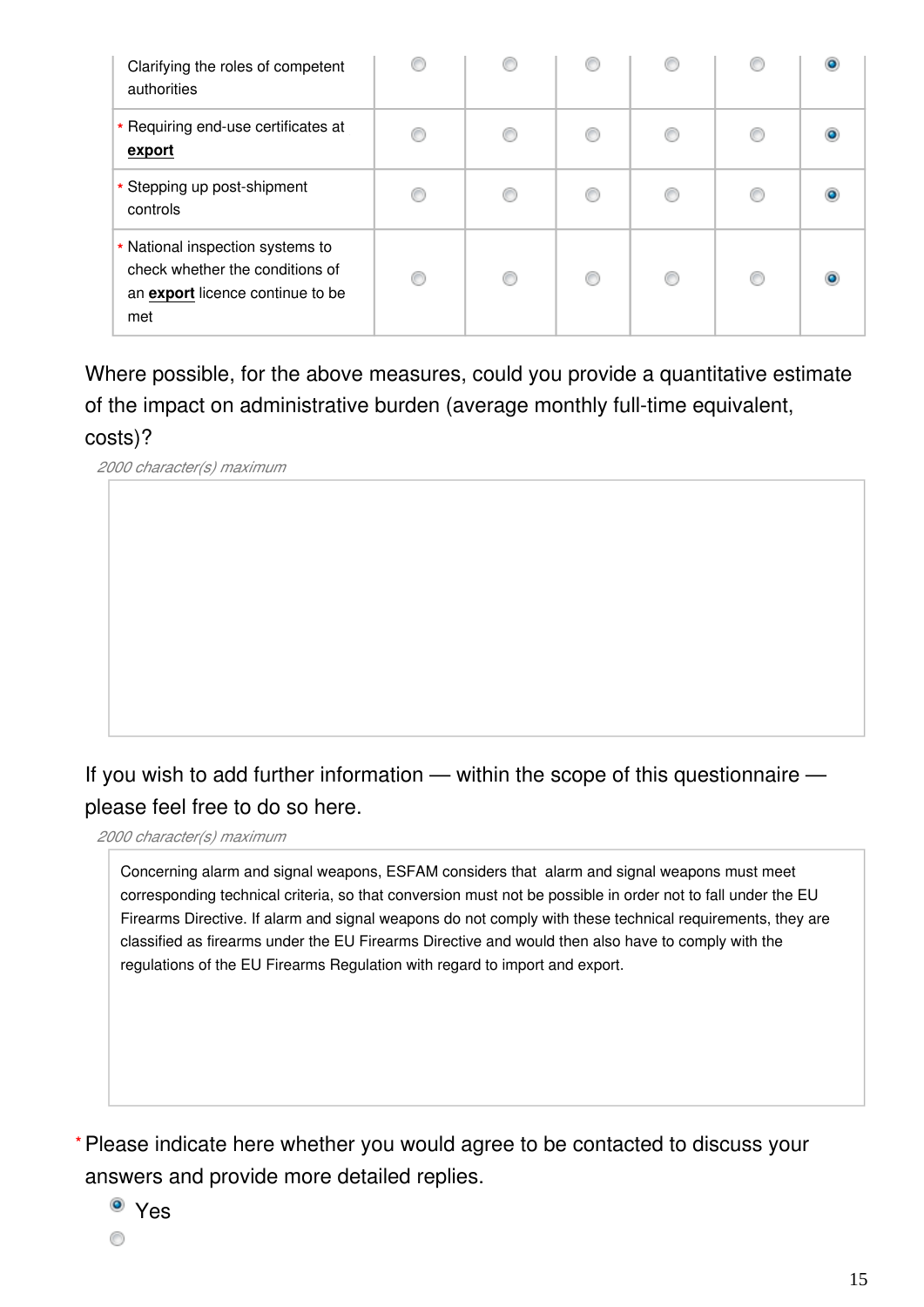| | | | | | | |
|---|---|---|---|---|---|---|
| Clarifying the roles of competent authorities | ○ | ○ | ○ | ○ | ○ | ◉ |
| * Requiring end-use certificates at **export** | ○ | ○ | ○ | ○ | ○ | ◉ |
| * Stepping up post-shipment controls | ○ | ○ | ○ | ○ | ○ | ◉ |
| * National inspection systems to check whether the conditions of an **export** licence continue to be met | ○ | ○ | ○ | ○ | ○ | ◉ |

Where possible, for the above measures, could you provide a quantitative estimate of the impact on administrative burden (average monthly full-time equivalent, costs)?

*2000 character(s) maximum*

If you wish to add further information — within the scope of this questionnaire — please feel free to do so here.

*2000 character(s) maximum*

Concerning alarm and signal weapons, ESFAM considers that alarm and signal weapons must meet corresponding technical criteria, so that conversion must not be possible in order not to fall under the EU Firearms Directive. If alarm and signal weapons do not comply with these technical requirements, they are classified as firearms under the EU Firearms Directive and would then also have to comply with the regulations of the EU Firearms Regulation with regard to import and export.

\* Please indicate here whether you would agree to be contacted to discuss your answers and provide more detailed replies.

- ◉ Yes
- ○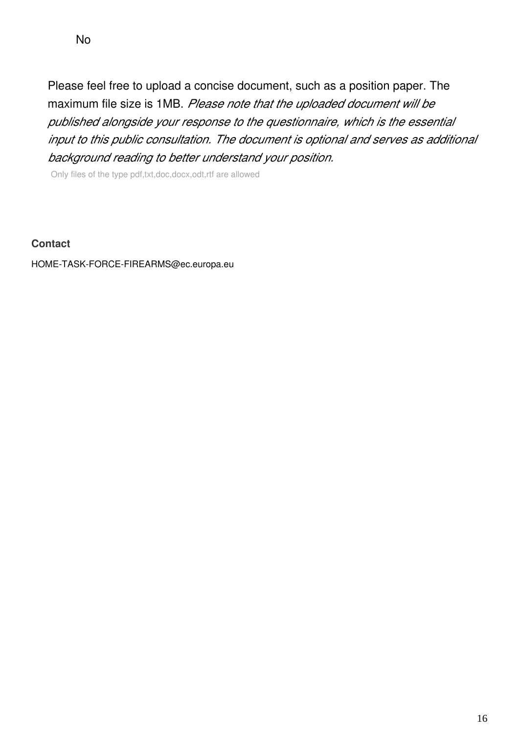No

Please feel free to upload a concise document, such as a position paper. The maximum file size is 1MB. *Please note that the uploaded document will be published alongside your response to the questionnaire, which is the essential input to this public consultation. The document is optional and serves as additional background reading to better understand your position.*

Only files of the type pdf,txt,doc,docx,odt,rtf are allowed

**Contact**

HOME-TASK-FORCE-FIREARMS@ec.europa.eu